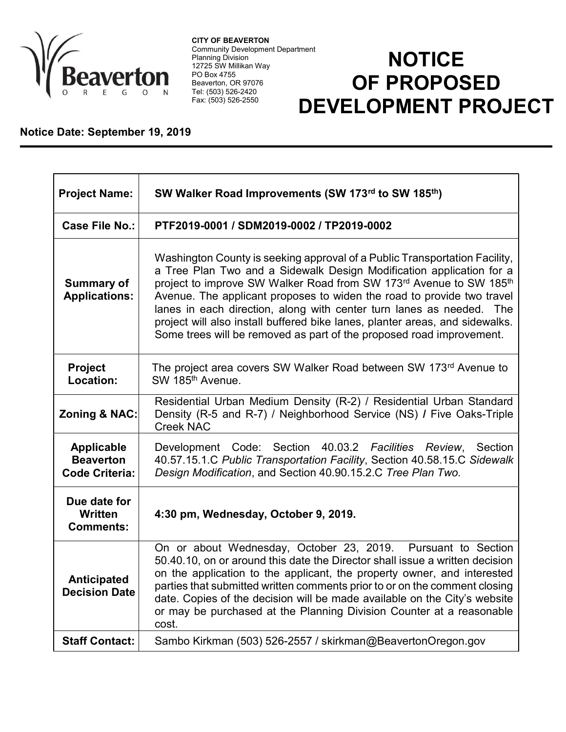**CITY OF BEAVERTON**
Community Development Department
Planning Division
12725 SW Millikan Way
PO Box 4755
Beaverton, OR 97076
Tel: (503) 526-2420
Fax: (503) 526-2550

# NOTICE OF PROPOSED DEVELOPMENT PROJECT

**Notice Date: September 19, 2019**

| | |
|---|---|
| **Project Name:** | **SW Walker Road Improvements (SW 173rd to SW 185th)** |
| **Case File No.:** | **PTF2019-0001 / SDM2019-0002 / TP2019-0002** |
| **Summary of Applications:** | Washington County is seeking approval of a Public Transportation Facility, a Tree Plan Two and a Sidewalk Design Modification application for a project to improve SW Walker Road from SW 173rd Avenue to SW 185th Avenue. The applicant proposes to widen the road to provide two travel lanes in each direction, along with center turn lanes as needed. The project will also install buffered bike lanes, planter areas, and sidewalks. Some trees will be removed as part of the proposed road improvement. |
| **Project Location:** | The project area covers SW Walker Road between SW 173rd Avenue to SW 185th Avenue. |
| **Zoning & NAC:** | Residential Urban Medium Density (R-2) / Residential Urban Standard Density (R-5 and R-7) / Neighborhood Service (NS) / Five Oaks-Triple Creek NAC |
| **Applicable Beaverton Code Criteria:** | Development Code: Section 40.03.2 *Facilities Review*, Section 40.57.15.1.C *Public Transportation Facility*, Section 40.58.15.C *Sidewalk Design Modification*, and Section 40.90.15.2.C *Tree Plan Two.* |
| **Due date for Written Comments:** | **4:30 pm, Wednesday, October 9, 2019.** |
| **Anticipated Decision Date** | On or about Wednesday, October 23, 2019. Pursuant to Section 50.40.10, on or around this date the Director shall issue a written decision on the application to the applicant, the property owner, and interested parties that submitted written comments prior to or on the comment closing date. Copies of the decision will be made available on the City's website or may be purchased at the Planning Division Counter at a reasonable cost. |
| **Staff Contact:** | Sambo Kirkman (503) 526-2557 / skirkman@BeavertonOregon.gov |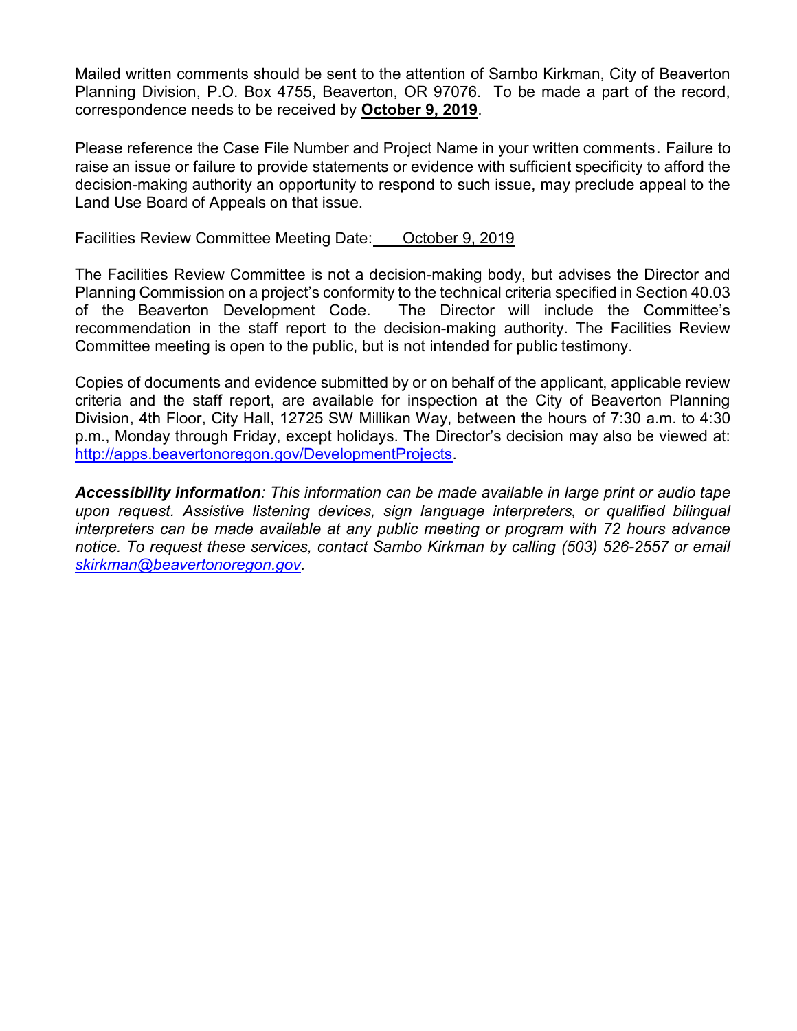Mailed written comments should be sent to the attention of Sambo Kirkman, City of Beaverton Planning Division, P.O. Box 4755, Beaverton, OR 97076. To be made a part of the record, correspondence needs to be received by **October 9, 2019**.

Please reference the Case File Number and Project Name in your written comments. Failure to raise an issue or failure to provide statements or evidence with sufficient specificity to afford the decision-making authority an opportunity to respond to such issue, may preclude appeal to the Land Use Board of Appeals on that issue.

Facilities Review Committee Meeting Date: October 9, 2019

The Facilities Review Committee is not a decision-making body, but advises the Director and Planning Commission on a project's conformity to the technical criteria specified in Section 40.03 of the Beaverton Development Code. The Director will include the Committee's recommendation in the staff report to the decision-making authority. The Facilities Review Committee meeting is open to the public, but is not intended for public testimony.

Copies of documents and evidence submitted by or on behalf of the applicant, applicable review criteria and the staff report, are available for inspection at the City of Beaverton Planning Division, 4th Floor, City Hall, 12725 SW Millikan Way, between the hours of 7:30 a.m. to 4:30 p.m., Monday through Friday, except holidays. The Director's decision may also be viewed at: http://apps.beavertonoregon.gov/DevelopmentProjects.

***Accessibility information**: This information can be made available in large print or audio tape upon request. Assistive listening devices, sign language interpreters, or qualified bilingual interpreters can be made available at any public meeting or program with 72 hours advance notice. To request these services, contact Sambo Kirkman by calling (503) 526-2557 or email skirkman@beavertonoregon.gov.*